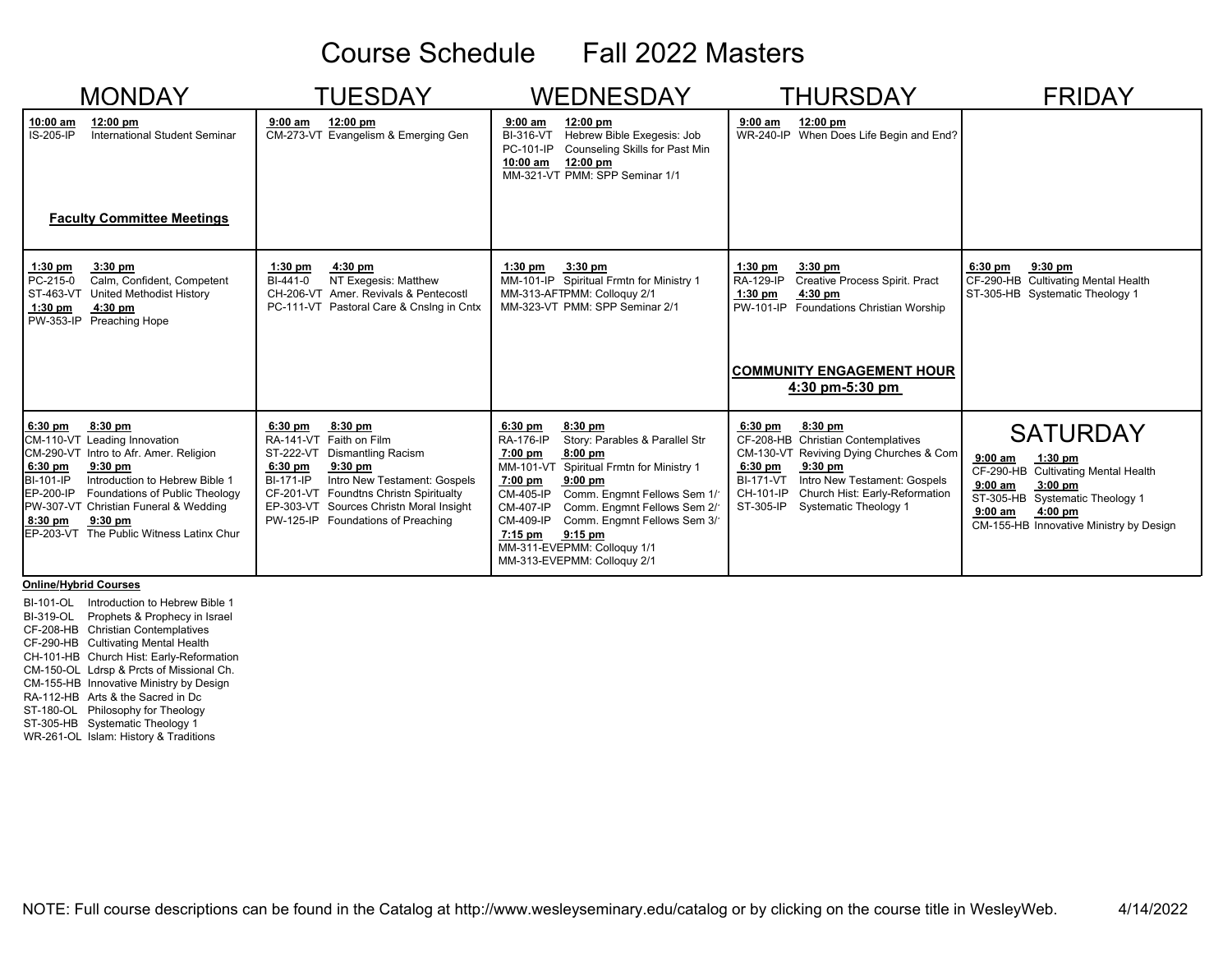# Course Schedule Fall 2022 Masters

| MONDAY | TUESDAY | WEDNESDAY | THURSDAY | FRIDAY |
|---|---|---|---|---|
| **10:00 am 12:00 pm**<br>IS-205-IP International Student Seminar<br><br>**Faculty Committee Meetings** | **9:00 am 12:00 pm**<br>CM-273-VT Evangelism & Emerging Gen | **9:00 am 12:00 pm**<br>BI-316-VT Hebrew Bible Exegesis: Job<br>PC-101-IP Counseling Skills for Past Min<br>**10:00 am 12:00 pm**<br>MM-321-VT PMM: SPP Seminar 1/1 | **9:00 am 12:00 pm**<br>WR-240-IP When Does Life Begin and End? | |
| **1:30 pm 3:30 pm**<br>PC-215-0 Calm, Confident, Competent<br>ST-463-VT United Methodist History<br>**1:30 pm 4:30 pm**<br>PW-353-IP Preaching Hope | **1:30 pm 4:30 pm**<br>BI-441-0 NT Exegesis: Matthew<br>CH-206-VT Amer. Revivals & Pentecostl<br>PC-111-VT Pastoral Care & Cnslng in Cntx | **1:30 pm 3:30 pm**<br>MM-101-IP Spiritual Frmtn for Ministry 1<br>MM-313-AFTPMM: Colloquy 2/1<br>MM-323-VT PMM: SPP Seminar 2/1 | **1:30 pm 3:30 pm**<br>RA-129-IP Creative Process Spirit. Pract<br>**1:30 pm 4:30 pm**<br>PW-101-IP Foundations Christian Worship<br><br>**COMMUNITY ENGAGEMENT HOUR**<br>**4:30 pm-5:30 pm** | **6:30 pm 9:30 pm**<br>CF-290-HB Cultivating Mental Health<br>ST-305-HB Systematic Theology 1 |
| **6:30 pm 8:30 pm**<br>CM-110-VT Leading Innovation<br>CM-290-VT Intro to Afr. Amer. Religion<br>**6:30 pm 9:30 pm**<br>BI-101-IP Introduction to Hebrew Bible 1<br>EP-200-IP Foundations of Public Theology<br>PW-307-VT Christian Funeral & Wedding<br>**8:30 pm 9:30 pm**<br>EP-203-VT The Public Witness Latinx Chur | **6:30 pm 8:30 pm**<br>RA-141-VT Faith on Film<br>ST-222-VT Dismantling Racism<br>**6:30 pm 9:30 pm**<br>BI-171-IP Intro New Testament: Gospels<br>CF-201-VT Foundtns Christn Spiritualty<br>EP-303-VT Sources Christn Moral Insight<br>PW-125-IP Foundations of Preaching | **6:30 pm 8:30 pm**<br>RA-176-IP Story: Parables & Parallel Str<br>**7:00 pm 8:00 pm**<br>MM-101-VT Spiritual Frmtn for Ministry 1<br>**7:00 pm 9:00 pm**<br>CM-405-IP Comm. Engmnt Fellows Sem 1/'<br>CM-407-IP Comm. Engmnt Fellows Sem 2/'<br>CM-409-IP Comm. Engmnt Fellows Sem 3/'<br>**7:15 pm 9:15 pm**<br>MM-311-EVEPMM: Colloquy 1/1<br>MM-313-EVEPMM: Colloquy 2/1 | **6:30 pm 8:30 pm**<br>CF-208-HB Christian Contemplatives<br>CM-130-VT Reviving Dying Churches & Com<br>**6:30 pm 9:30 pm**<br>BI-171-VT Intro New Testament: Gospels<br>CH-101-IP Church Hist: Early-Reformation<br>ST-305-IP Systematic Theology 1 | **SATURDAY**<br>**9:00 am 1:30 pm**<br>CF-290-HB Cultivating Mental Health<br>**9:00 am 3:00 pm**<br>ST-305-HB Systematic Theology 1<br>**9:00 am 4:00 pm**<br>CM-155-HB Innovative Ministry by Design |

**Online/Hybrid Courses**

BI-101-OL Introduction to Hebrew Bible 1
BI-319-OL Prophets & Prophecy in Israel
CF-208-HB Christian Contemplatives
CF-290-HB Cultivating Mental Health
CH-101-HB Church Hist: Early-Reformation
CM-150-OL Ldrsp & Prcts of Missional Ch.
CM-155-HB Innovative Ministry by Design
RA-112-HB Arts & the Sacred in Dc
ST-180-OL Philosophy for Theology
ST-305-HB Systematic Theology 1
WR-261-OL Islam: History & Traditions

NOTE: Full course descriptions can be found in the Catalog at http://www.wesleyseminary.edu/catalog or by clicking on the course title in WesleyWeb. 4/14/2022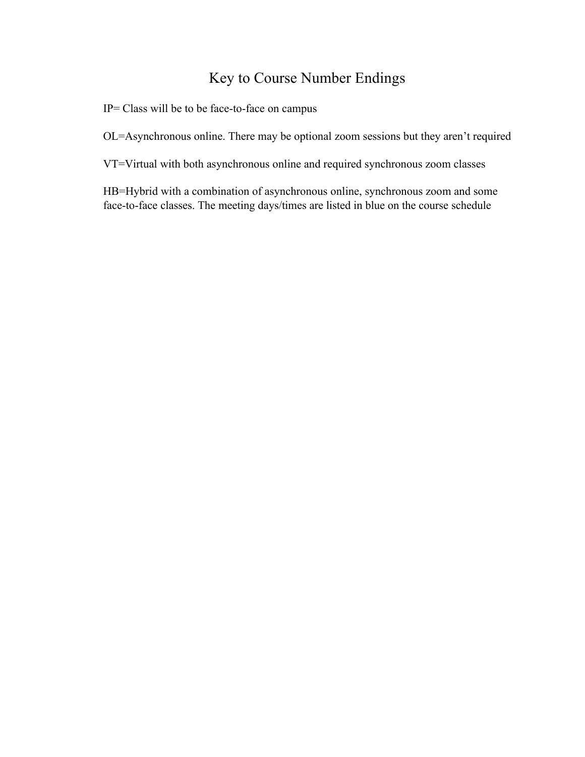# Key to Course Number Endings

IP= Class will be to be face-to-face on campus

OL=Asynchronous online. There may be optional zoom sessions but they aren't required

VT=Virtual with both asynchronous online and required synchronous zoom classes

HB=Hybrid with a combination of asynchronous online, synchronous zoom and some face-to-face classes. The meeting days/times are listed in blue on the course schedule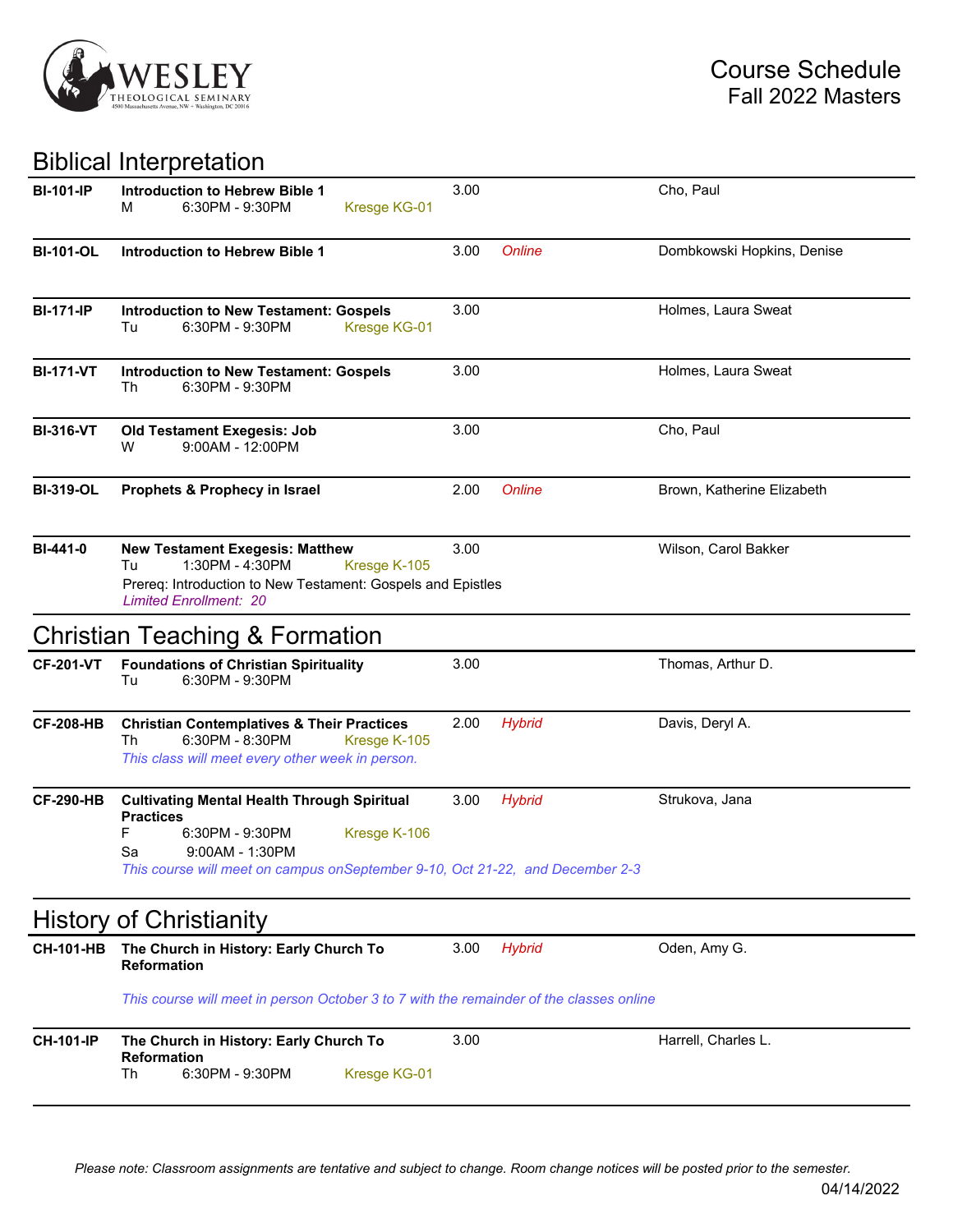# Course Schedule
## Fall 2022 Masters

WESLEY THEOLOGICAL SEMINARY
4500 Massachusetts Avenue, NW • Washington, DC 20016

## Biblical Interpretation

| Course | Title / Schedule | Credits | Format | Instructor |
|---|---|---|---|---|
| **BI-101-IP** | **Introduction to Hebrew Bible 1**<br>M 6:30PM - 9:30PM Kresge KG-01 | 3.00 | | Cho, Paul |
| **BI-101-OL** | **Introduction to Hebrew Bible 1** | 3.00 | *Online* | Dombkowski Hopkins, Denise |
| **BI-171-IP** | **Introduction to New Testament: Gospels**<br>Tu 6:30PM - 9:30PM Kresge KG-01 | 3.00 | | Holmes, Laura Sweat |
| **BI-171-VT** | **Introduction to New Testament: Gospels**<br>Th 6:30PM - 9:30PM | 3.00 | | Holmes, Laura Sweat |
| **BI-316-VT** | **Old Testament Exegesis: Job**<br>W 9:00AM - 12:00PM | 3.00 | | Cho, Paul |
| **BI-319-OL** | **Prophets & Prophecy in Israel** | 2.00 | *Online* | Brown, Katherine Elizabeth |
| **BI-441-0** | **New Testament Exegesis: Matthew**<br>Tu 1:30PM - 4:30PM Kresge K-105<br>Prereq: Introduction to New Testament: Gospels and Epistles<br>*Limited Enrollment: 20* | 3.00 | | Wilson, Carol Bakker |

## Christian Teaching & Formation

| Course | Title / Schedule | Credits | Format | Instructor |
|---|---|---|---|---|
| **CF-201-VT** | **Foundations of Christian Spirituality**<br>Tu 6:30PM - 9:30PM | 3.00 | | Thomas, Arthur D. |
| **CF-208-HB** | **Christian Contemplatives & Their Practices**<br>Th 6:30PM - 8:30PM Kresge K-105<br>*This class will meet every other week in person.* | 2.00 | *Hybrid* | Davis, Deryl A. |
| **CF-290-HB** | **Cultivating Mental Health Through Spiritual Practices**<br>F 6:30PM - 9:30PM Kresge K-106<br>Sa 9:00AM - 1:30PM<br>*This course will meet on campus onSeptember 9-10, Oct 21-22, and December 2-3* | 3.00 | *Hybrid* | Strukova, Jana |

## History of Christianity

| Course | Title / Schedule | Credits | Format | Instructor |
|---|---|---|---|---|
| **CH-101-HB** | **The Church in History: Early Church To Reformation**<br>*This course will meet in person October 3 to 7 with the remainder of the classes online* | 3.00 | *Hybrid* | Oden, Amy G. |
| **CH-101-IP** | **The Church in History: Early Church To Reformation**<br>Th 6:30PM - 9:30PM Kresge KG-01 | 3.00 | | Harrell, Charles L. |

*Please note: Classroom assignments are tentative and subject to change. Room change notices will be posted prior to the semester.*

04/14/2022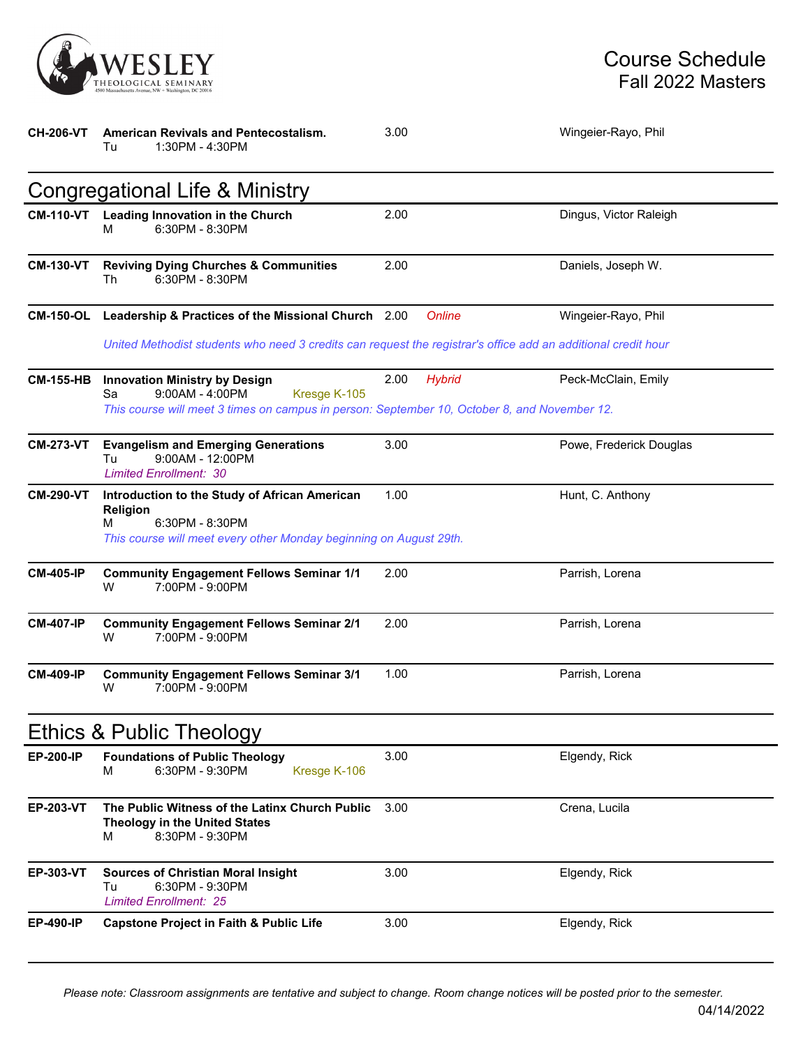| Course | Title / Schedule | Credits | Format | Instructor |
|---|---|---|---|---|
| **CH-206-VT** | **American Revivals and Pentecostalism.**<br>Tu 1:30PM - 4:30PM | 3.00 | | Wingeier-Rayo, Phil |

## Congregational Life & Ministry

| Course | Title / Schedule | Credits | Format | Instructor |
|---|---|---|---|---|
| **CM-110-VT** | **Leading Innovation in the Church**<br>M 6:30PM - 8:30PM | 2.00 | | Dingus, Victor Raleigh |
| **CM-130-VT** | **Reviving Dying Churches & Communities**<br>Th 6:30PM - 8:30PM | 2.00 | | Daniels, Joseph W. |
| **CM-150-OL** | **Leadership & Practices of the Missional Church**<br>*United Methodist students who need 3 credits can request the registrar's office add an additional credit hour* | 2.00 | *Online* | Wingeier-Rayo, Phil |
| **CM-155-HB** | **Innovation Ministry by Design**<br>Sa 9:00AM - 4:00PM Kresge K-105<br>*This course will meet 3 times on campus in person: September 10, October 8, and November 12.* | 2.00 | *Hybrid* | Peck-McClain, Emily |
| **CM-273-VT** | **Evangelism and Emerging Generations**<br>Tu 9:00AM - 12:00PM<br>*Limited Enrollment: 30* | 3.00 | | Powe, Frederick Douglas |
| **CM-290-VT** | **Introduction to the Study of African American Religion**<br>M 6:30PM - 8:30PM<br>*This course will meet every other Monday beginning on August 29th.* | 1.00 | | Hunt, C. Anthony |
| **CM-405-IP** | **Community Engagement Fellows Seminar 1/1**<br>W 7:00PM - 9:00PM | 2.00 | | Parrish, Lorena |
| **CM-407-IP** | **Community Engagement Fellows Seminar 2/1**<br>W 7:00PM - 9:00PM | 2.00 | | Parrish, Lorena |
| **CM-409-IP** | **Community Engagement Fellows Seminar 3/1**<br>W 7:00PM - 9:00PM | 1.00 | | Parrish, Lorena |

## Ethics & Public Theology

| Course | Title / Schedule | Credits | Format | Instructor |
|---|---|---|---|---|
| **EP-200-IP** | **Foundations of Public Theology**<br>M 6:30PM - 9:30PM Kresge K-106 | 3.00 | | Elgendy, Rick |
| **EP-203-VT** | **The Public Witness of the Latinx Church Public Theology in the United States**<br>M 8:30PM - 9:30PM | 3.00 | | Crena, Lucila |
| **EP-303-VT** | **Sources of Christian Moral Insight**<br>Tu 6:30PM - 9:30PM<br>*Limited Enrollment: 25* | 3.00 | | Elgendy, Rick |
| **EP-490-IP** | **Capstone Project in Faith & Public Life** | 3.00 | | Elgendy, Rick |

*Please note: Classroom assignments are tentative and subject to change. Room change notices will be posted prior to the semester.*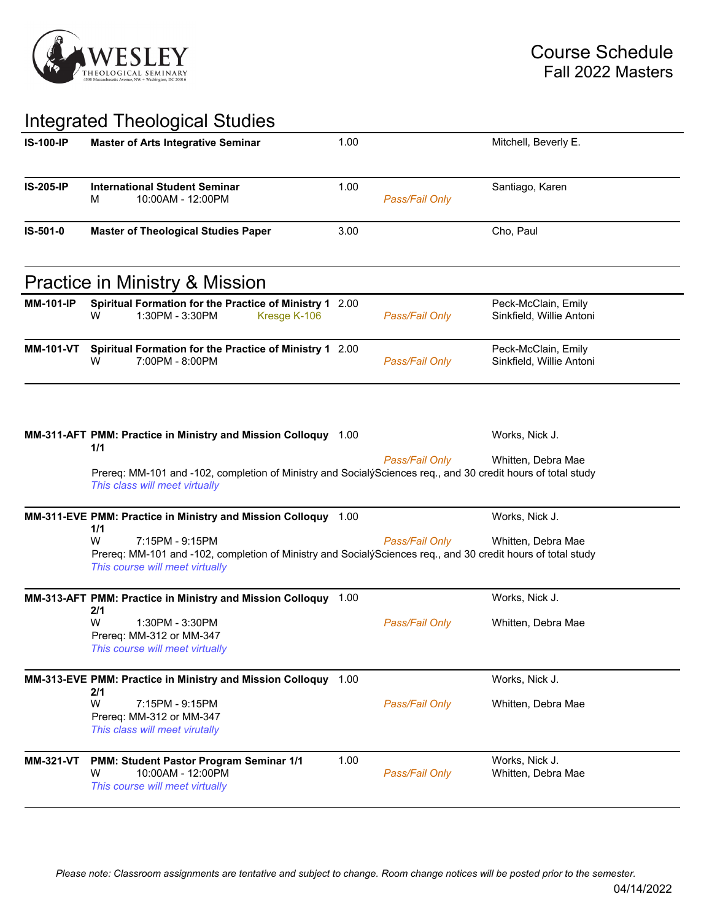# Course Schedule
## Fall 2022 Masters

## Integrated Theological Studies

| Course | Title / Schedule | Credits | Grading | Instructor |
|---|---|---|---|---|
| **IS-100-IP** | **Master of Arts Integrative Seminar** | 1.00 | | Mitchell, Beverly E. |
| **IS-205-IP** | **International Student Seminar**<br>M 10:00AM - 12:00PM | 1.00 | *Pass/Fail Only* | Santiago, Karen |
| **IS-501-0** | **Master of Theological Studies Paper** | 3.00 | | Cho, Paul |

## Practice in Ministry & Mission

| Course | Title / Schedule | Credits | Grading | Instructor |
|---|---|---|---|---|
| **MM-101-IP** | **Spiritual Formation for the Practice of Ministry 1**<br>W 1:30PM - 3:30PM Kresge K-106 | 2.00 | *Pass/Fail Only* | Peck-McClain, Emily<br>Sinkfield, Willie Antoni |
| **MM-101-VT** | **Spiritual Formation for the Practice of Ministry 1**<br>W 7:00PM - 8:00PM | 2.00 | *Pass/Fail Only* | Peck-McClain, Emily<br>Sinkfield, Willie Antoni |
| **MM-311-AFT** | **PMM: Practice in Ministry and Mission Colloquy 1/1**<br>Prereq: MM-101 and -102, completion of Ministry and SocialýSciences req., and 30 credit hours of total study<br>*This class will meet virtually* | 1.00 | *Pass/Fail Only* | Works, Nick J.<br>Whitten, Debra Mae |
| **MM-311-EVE** | **PMM: Practice in Ministry and Mission Colloquy 1/1**<br>W 7:15PM - 9:15PM<br>Prereq: MM-101 and -102, completion of Ministry and SocialýSciences req., and 30 credit hours of total study<br>*This course will meet virtually* | 1.00 | *Pass/Fail Only* | Works, Nick J.<br>Whitten, Debra Mae |
| **MM-313-AFT** | **PMM: Practice in Ministry and Mission Colloquy 2/1**<br>W 1:30PM - 3:30PM<br>Prereq: MM-312 or MM-347<br>*This course will meet virtually* | 1.00 | *Pass/Fail Only* | Works, Nick J.<br>Whitten, Debra Mae |
| **MM-313-EVE** | **PMM: Practice in Ministry and Mission Colloquy 2/1**<br>W 7:15PM - 9:15PM<br>Prereq: MM-312 or MM-347<br>*This class will meet virutally* | 1.00 | *Pass/Fail Only* | Works, Nick J.<br>Whitten, Debra Mae |
| **MM-321-VT** | **PMM: Student Pastor Program Seminar 1/1**<br>W 10:00AM - 12:00PM<br>*This course will meet virtually* | 1.00 | *Pass/Fail Only* | Works, Nick J.<br>Whitten, Debra Mae |

*Please note: Classroom assignments are tentative and subject to change. Room change notices will be posted prior to the semester.*

04/14/2022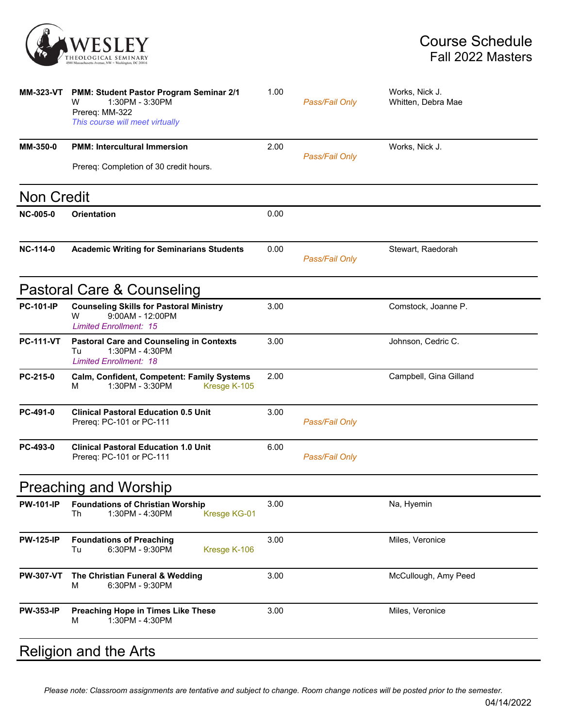| | | | | |
|---|---|---|---|---|
| **MM-323-VT** | **PMM: Student Pastor Program Seminar 2/1**<br>W 1:30PM - 3:30PM<br>Prereq: MM-322<br>*This course will meet virtually* | 1.00 | *Pass/Fail Only* | Works, Nick J.<br>Whitten, Debra Mae |
| **MM-350-0** | **PMM: Intercultural Immersion**<br>Prereq: Completion of 30 credit hours. | 2.00 | *Pass/Fail Only* | Works, Nick J. |

## Non Credit

| | | | | |
|---|---|---|---|---|
| **NC-005-0** | **Orientation** | 0.00 | | |
| **NC-114-0** | **Academic Writing for Seminarians Students** | 0.00 | *Pass/Fail Only* | Stewart, Raedorah |

## Pastoral Care & Counseling

| | | | | |
|---|---|---|---|---|
| **PC-101-IP** | **Counseling Skills for Pastoral Ministry**<br>W 9:00AM - 12:00PM<br>*Limited Enrollment: 15* | 3.00 | | Comstock, Joanne P. |
| **PC-111-VT** | **Pastoral Care and Counseling in Contexts**<br>Tu 1:30PM - 4:30PM<br>*Limited Enrollment: 18* | 3.00 | | Johnson, Cedric C. |
| **PC-215-0** | **Calm, Confident, Competent: Family Systems**<br>M 1:30PM - 3:30PM Kresge K-105 | 2.00 | | Campbell, Gina Gilland |
| **PC-491-0** | **Clinical Pastoral Education 0.5 Unit**<br>Prereq: PC-101 or PC-111 | 3.00 | *Pass/Fail Only* | |
| **PC-493-0** | **Clinical Pastoral Education 1.0 Unit**<br>Prereq: PC-101 or PC-111 | 6.00 | *Pass/Fail Only* | |

## Preaching and Worship

| | | | | |
|---|---|---|---|---|
| **PW-101-IP** | **Foundations of Christian Worship**<br>Th 1:30PM - 4:30PM Kresge KG-01 | 3.00 | | Na, Hyemin |
| **PW-125-IP** | **Foundations of Preaching**<br>Tu 6:30PM - 9:30PM Kresge K-106 | 3.00 | | Miles, Veronice |
| **PW-307-VT** | **The Christian Funeral & Wedding**<br>M 6:30PM - 9:30PM | 3.00 | | McCullough, Amy Peed |
| **PW-353-IP** | **Preaching Hope in Times Like These**<br>M 1:30PM - 4:30PM | 3.00 | | Miles, Veronice |

## Religion and the Arts

*Please note: Classroom assignments are tentative and subject to change. Room change notices will be posted prior to the semester.*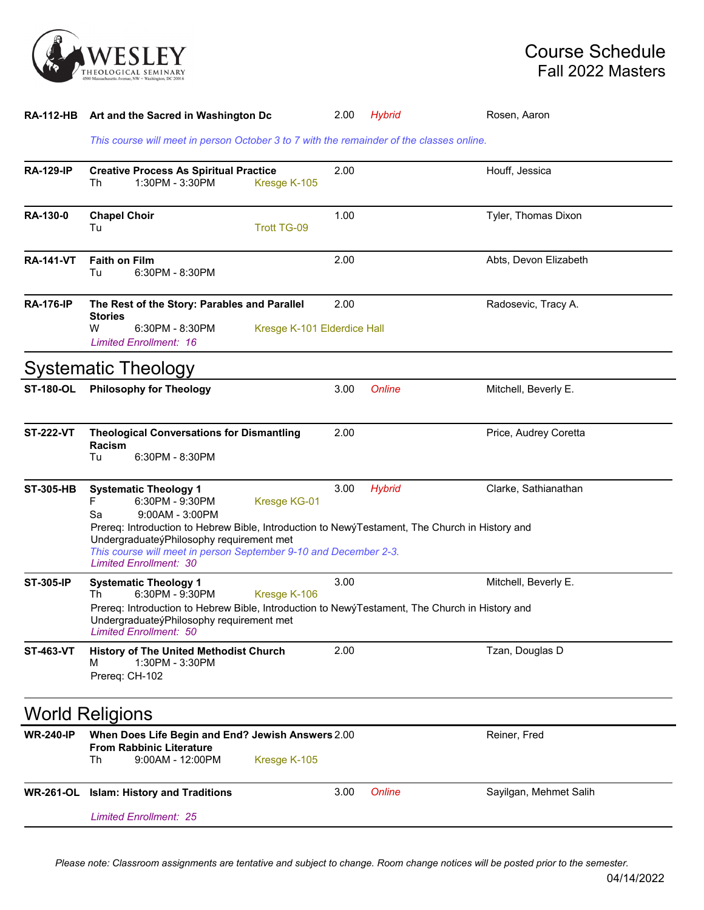| | | | | |
|---|---|---|---|---|
| **RA-112-HB** | **Art and the Sacred in Washington Dc** | 2.00 | *Hybrid* | Rosen, Aaron |
| | *This course will meet in person October 3 to 7 with the remainder of the classes online.* | | | |
| **RA-129-IP** | **Creative Process As Spiritual Practice**<br>Th 1:30PM - 3:30PM Kresge K-105 | 2.00 | | Houff, Jessica |
| **RA-130-0** | **Chapel Choir**<br>Tu Trott TG-09 | 1.00 | | Tyler, Thomas Dixon |
| **RA-141-VT** | **Faith on Film**<br>Tu 6:30PM - 8:30PM | 2.00 | | Abts, Devon Elizabeth |
| **RA-176-IP** | **The Rest of the Story: Parables and Parallel Stories**<br>W 6:30PM - 8:30PM Kresge K-101 Elderdice Hall<br>*Limited Enrollment: 16* | 2.00 | | Radosevic, Tracy A. |

## Systematic Theology

| | | | | |
|---|---|---|---|---|
| **ST-180-OL** | **Philosophy for Theology** | 3.00 | *Online* | Mitchell, Beverly E. |
| **ST-222-VT** | **Theological Conversations for Dismantling Racism**<br>Tu 6:30PM - 8:30PM | 2.00 | | Price, Audrey Coretta |
| **ST-305-HB** | **Systematic Theology 1**<br>F 6:30PM - 9:30PM Kresge KG-01<br>Sa 9:00AM - 3:00PM<br>Prereq: Introduction to Hebrew Bible, Introduction to NewýTestament, The Church in History and UndergraduateýPhilosophy requirement met<br>*This course will meet in person September 9-10 and December 2-3.*<br>*Limited Enrollment: 30* | 3.00 | *Hybrid* | Clarke, Sathianathan |
| **ST-305-IP** | **Systematic Theology 1**<br>Th 6:30PM - 9:30PM Kresge K-106<br>Prereq: Introduction to Hebrew Bible, Introduction to NewýTestament, The Church in History and UndergraduateýPhilosophy requirement met<br>*Limited Enrollment: 50* | 3.00 | | Mitchell, Beverly E. |
| **ST-463-VT** | **History of The United Methodist Church**<br>M 1:30PM - 3:30PM<br>Prereq: CH-102 | 2.00 | | Tzan, Douglas D |

## World Religions

| | | | | |
|---|---|---|---|---|
| **WR-240-IP** | **When Does Life Begin and End? Jewish Answers From Rabbinic Literature**<br>Th 9:00AM - 12:00PM Kresge K-105 | 2.00 | | Reiner, Fred |
| **WR-261-OL** | **Islam: History and Traditions**<br>*Limited Enrollment: 25* | 3.00 | *Online* | Sayilgan, Mehmet Salih |

*Please note: Classroom assignments are tentative and subject to change. Room change notices will be posted prior to the semester.*

04/14/2022